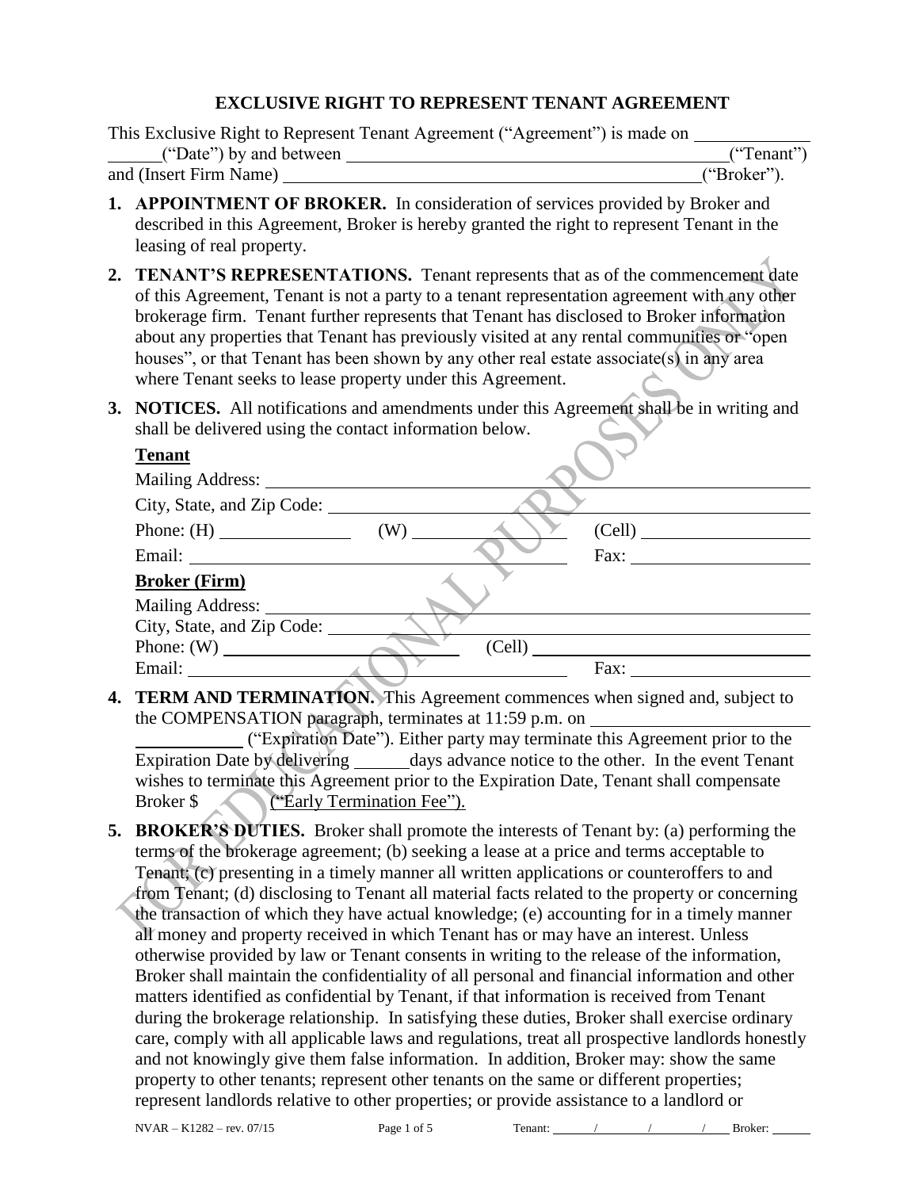# EXCLUSIVE RIGHT TO REPRESENT TENANT AGREEMENT

This Exclusive Right to Represent Tenant Agreement ("Agreement") is made on ____________ ______("Date") by and between ____________________________________________("Tenant") and (Insert Firm Name) ____________________________________________("Broker").

1. **APPOINTMENT OF BROKER.** In consideration of services provided by Broker and described in this Agreement, Broker is hereby granted the right to represent Tenant in the leasing of real property.

2. **TENANT'S REPRESENTATIONS.** Tenant represents that as of the commencement date of this Agreement, Tenant is not a party to a tenant representation agreement with any other brokerage firm. Tenant further represents that Tenant has disclosed to Broker information about any properties that Tenant has previously visited at any rental communities or "open houses", or that Tenant has been shown by any other real estate associate(s) in any area where Tenant seeks to lease property under this Agreement.

3. **NOTICES.** All notifications and amendments under this Agreement shall be in writing and shall be delivered using the contact information below.

   **Tenant**

   Mailing Address: ____________________________________________

   City, State, and Zip Code: ____________________________________________

   Phone: (H) ______________ (W) ______________ (Cell) ______________

   Email: ______________________________ Fax: ______________

   **Broker (Firm)**

   Mailing Address: ____________________________________________

   City, State, and Zip Code: ____________________________________________

   Phone: (W) ______________________ (Cell) ______________________

   Email: ______________________________ Fax: ______________

4. **TERM AND TERMINATION.** This Agreement commences when signed and, subject to the COMPENSATION paragraph, terminates at 11:59 p.m. on ______________________ ___________ ("Expiration Date"). Either party may terminate this Agreement prior to the Expiration Date by delivering ______days advance notice to the other. In the event Tenant wishes to terminate this Agreement prior to the Expiration Date, Tenant shall compensate Broker $ ________ ("Early Termination Fee").

5. **BROKER'S DUTIES.** Broker shall promote the interests of Tenant by: (a) performing the terms of the brokerage agreement; (b) seeking a lease at a price and terms acceptable to Tenant; (c) presenting in a timely manner all written applications or counteroffers to and from Tenant; (d) disclosing to Tenant all material facts related to the property or concerning the transaction of which they have actual knowledge; (e) accounting for in a timely manner all money and property received in which Tenant has or may have an interest. Unless otherwise provided by law or Tenant consents in writing to the release of the information, Broker shall maintain the confidentiality of all personal and financial information and other matters identified as confidential by Tenant, if that information is received from Tenant during the brokerage relationship. In satisfying these duties, Broker shall exercise ordinary care, comply with all applicable laws and regulations, treat all prospective landlords honestly and not knowingly give them false information. In addition, Broker may: show the same property to other tenants; represent other tenants on the same or different properties; represent landlords relative to other properties; or provide assistance to a landlord or

NVAR – K1282 – rev. 07/15

Tenant: ______/______/______/______ Broker: ______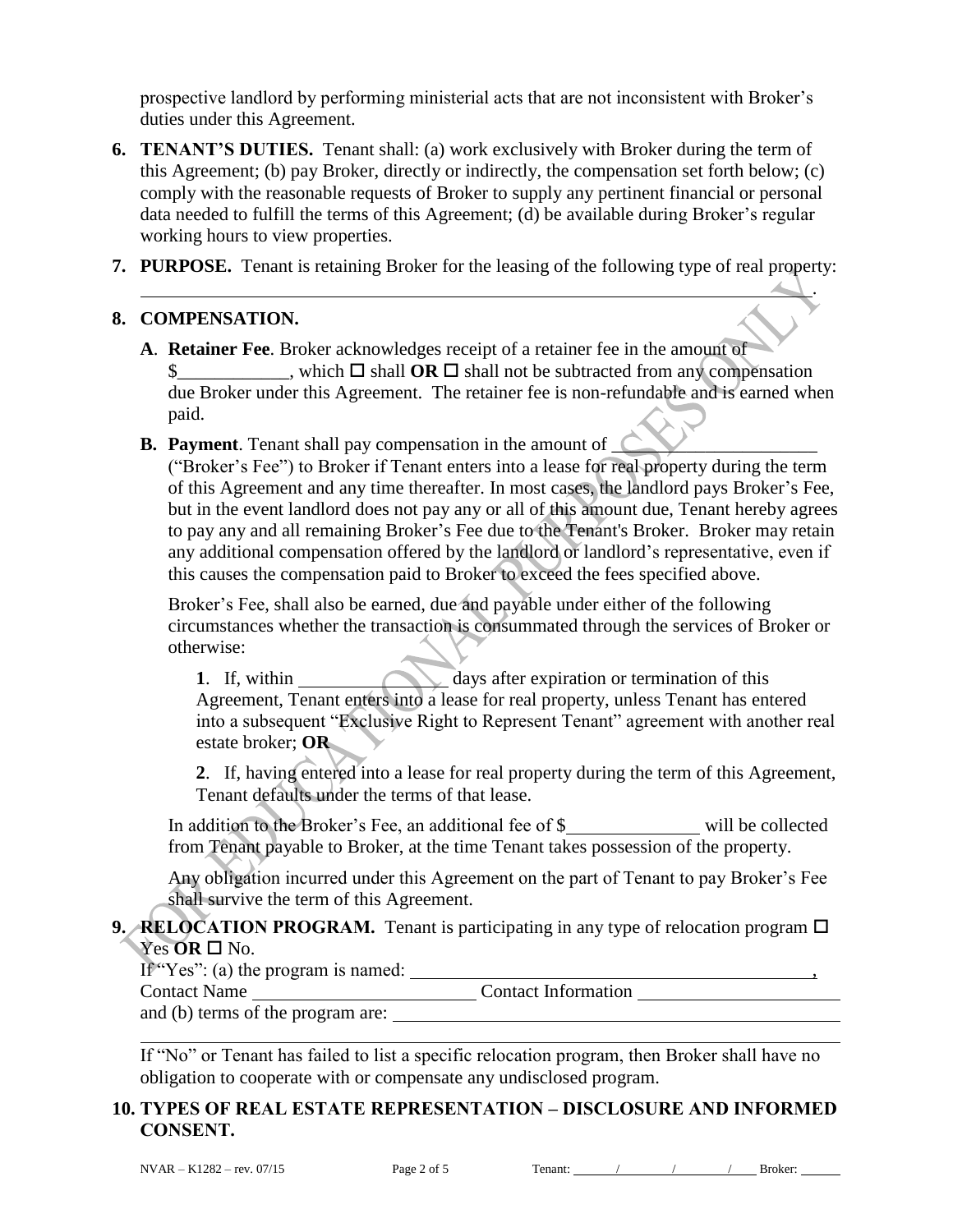prospective landlord by performing ministerial acts that are not inconsistent with Broker's duties under this Agreement.

6. **TENANT'S DUTIES.** Tenant shall: (a) work exclusively with Broker during the term of this Agreement; (b) pay Broker, directly or indirectly, the compensation set forth below; (c) comply with the reasonable requests of Broker to supply any pertinent financial or personal data needed to fulfill the terms of this Agreement; (d) be available during Broker's regular working hours to view properties.

7. **PURPOSE.** Tenant is retaining Broker for the leasing of the following type of real property: ______________________________________________________________________.

## 8. COMPENSATION.

**A**. **Retainer Fee**. Broker acknowledges receipt of a retainer fee in the amount of $____________, which ☐ shall **OR** ☐ shall not be subtracted from any compensation due Broker under this Agreement. The retainer fee is non-refundable and is earned when paid.

**B. Payment**. Tenant shall pay compensation in the amount of ____________________ ("Broker's Fee") to Broker if Tenant enters into a lease for real property during the term of this Agreement and any time thereafter. In most cases, the landlord pays Broker's Fee, but in the event landlord does not pay any or all of this amount due, Tenant hereby agrees to pay any and all remaining Broker's Fee due to the Tenant's Broker. Broker may retain any additional compensation offered by the landlord or landlord's representative, even if this causes the compensation paid to Broker to exceed the fees specified above.

Broker's Fee, shall also be earned, due and payable under either of the following circumstances whether the transaction is consummated through the services of Broker or otherwise:

**1**. If, within ______________ days after expiration or termination of this Agreement, Tenant enters into a lease for real property, unless Tenant has entered into a subsequent "Exclusive Right to Represent Tenant" agreement with another real estate broker; **OR**

**2**. If, having entered into a lease for real property during the term of this Agreement, Tenant defaults under the terms of that lease.

In addition to the Broker's Fee, an additional fee of $______________ will be collected from Tenant payable to Broker, at the time Tenant takes possession of the property.

Any obligation incurred under this Agreement on the part of Tenant to pay Broker's Fee shall survive the term of this Agreement.

9. **RELOCATION PROGRAM.** Tenant is participating in any type of relocation program ☐ Yes **OR** ☐ No.

If "Yes": (a) the program is named: ____________________________________________,
Contact Name ________________________ Contact Information ______________________
and (b) terms of the program are: ________________________________________________
______________________________________________________________________________

If "No" or Tenant has failed to list a specific relocation program, then Broker shall have no obligation to cooperate with or compensate any undisclosed program.

## 10. TYPES OF REAL ESTATE REPRESENTATION – DISCLOSURE AND INFORMED CONSENT.

NVAR – K1282 – rev. 07/15 Tenant: ______/______/______/______ Broker: ______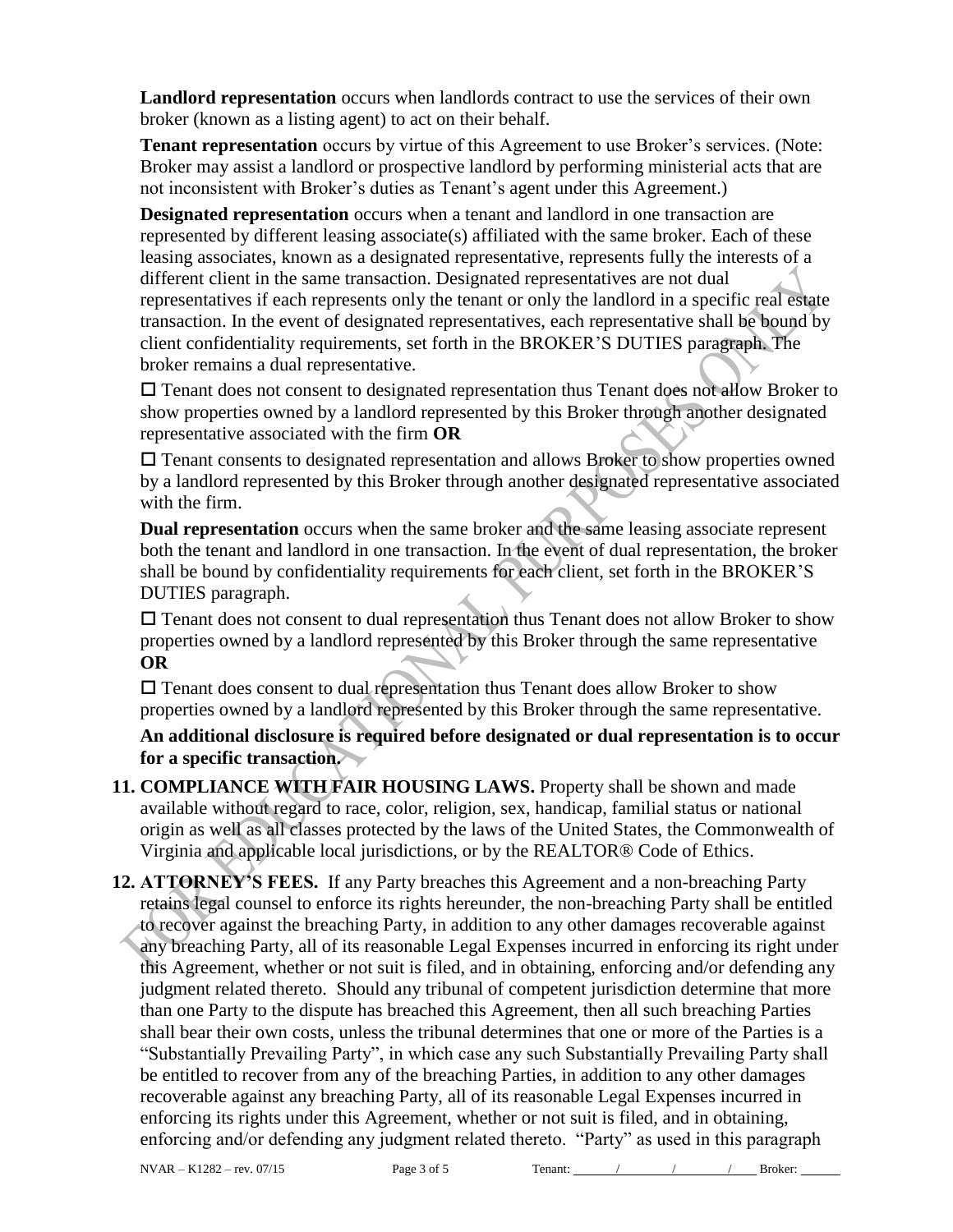**Landlord representation** occurs when landlords contract to use the services of their own broker (known as a listing agent) to act on their behalf.

**Tenant representation** occurs by virtue of this Agreement to use Broker's services. (Note: Broker may assist a landlord or prospective landlord by performing ministerial acts that are not inconsistent with Broker's duties as Tenant's agent under this Agreement.)

**Designated representation** occurs when a tenant and landlord in one transaction are represented by different leasing associate(s) affiliated with the same broker. Each of these leasing associates, known as a designated representative, represents fully the interests of a different client in the same transaction. Designated representatives are not dual representatives if each represents only the tenant or only the landlord in a specific real estate transaction. In the event of designated representatives, each representative shall be bound by client confidentiality requirements, set forth in the BROKER'S DUTIES paragraph. The broker remains a dual representative.

☐ Tenant does not consent to designated representation thus Tenant does not allow Broker to show properties owned by a landlord represented by this Broker through another designated representative associated with the firm **OR**

☐ Tenant consents to designated representation and allows Broker to show properties owned by a landlord represented by this Broker through another designated representative associated with the firm.

**Dual representation** occurs when the same broker and the same leasing associate represent both the tenant and landlord in one transaction. In the event of dual representation, the broker shall be bound by confidentiality requirements for each client, set forth in the BROKER'S DUTIES paragraph.

☐ Tenant does not consent to dual representation thus Tenant does not allow Broker to show properties owned by a landlord represented by this Broker through the same representative **OR**

☐ Tenant does consent to dual representation thus Tenant does allow Broker to show properties owned by a landlord represented by this Broker through the same representative.

**An additional disclosure is required before designated or dual representation is to occur for a specific transaction.**

11. **COMPLIANCE WITH FAIR HOUSING LAWS.** Property shall be shown and made available without regard to race, color, religion, sex, handicap, familial status or national origin as well as all classes protected by the laws of the United States, the Commonwealth of Virginia and applicable local jurisdictions, or by the REALTOR® Code of Ethics.

12. **ATTORNEY'S FEES.** If any Party breaches this Agreement and a non-breaching Party retains legal counsel to enforce its rights hereunder, the non-breaching Party shall be entitled to recover against the breaching Party, in addition to any other damages recoverable against any breaching Party, all of its reasonable Legal Expenses incurred in enforcing its right under this Agreement, whether or not suit is filed, and in obtaining, enforcing and/or defending any judgment related thereto. Should any tribunal of competent jurisdiction determine that more than one Party to the dispute has breached this Agreement, then all such breaching Parties shall bear their own costs, unless the tribunal determines that one or more of the Parties is a "Substantially Prevailing Party", in which case any such Substantially Prevailing Party shall be entitled to recover from any of the breaching Parties, in addition to any other damages recoverable against any breaching Party, all of its reasonable Legal Expenses incurred in enforcing its rights under this Agreement, whether or not suit is filed, and in obtaining, enforcing and/or defending any judgment related thereto. "Party" as used in this paragraph

NVAR – K1282 – rev. 07/15 Tenant: ______/______/______/______ Broker: ______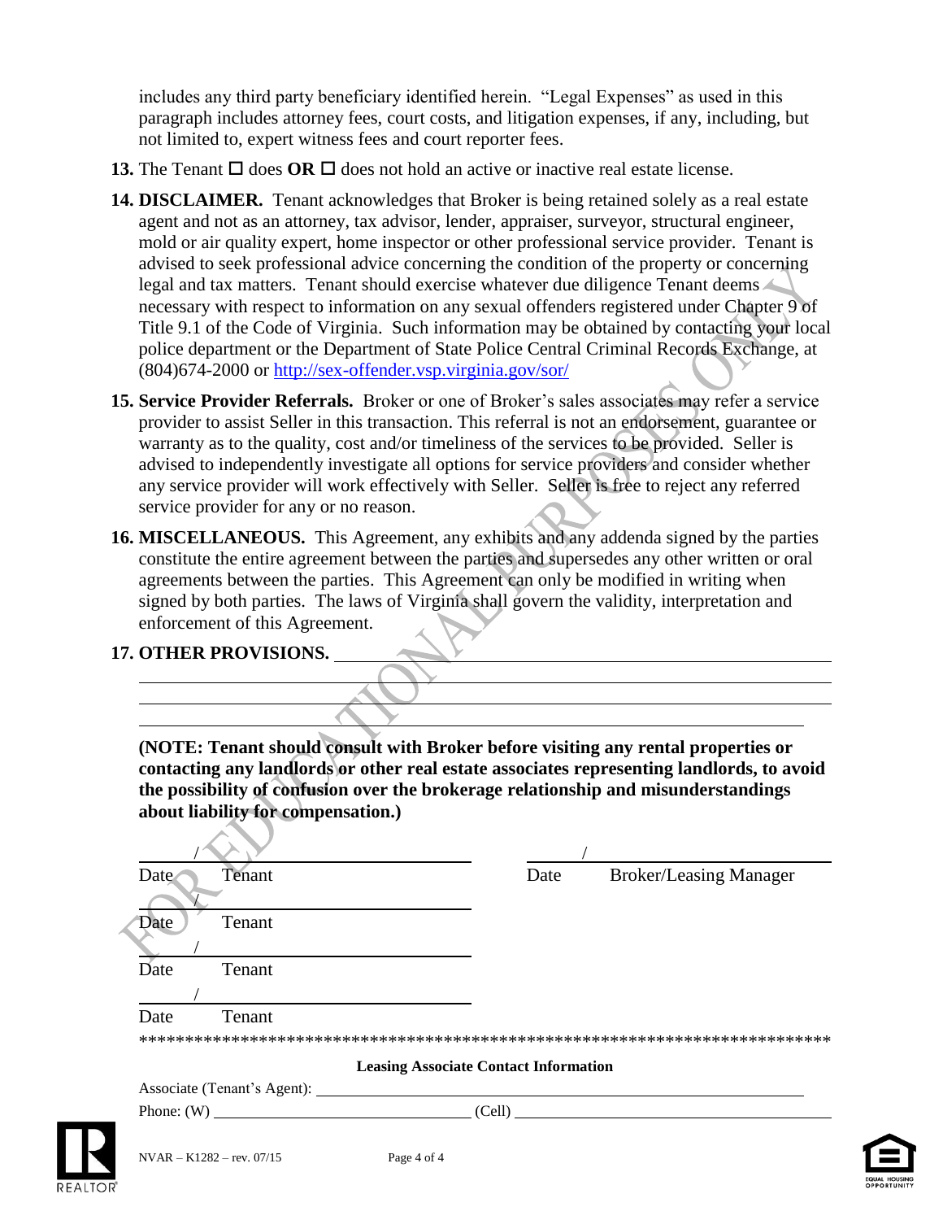includes any third party beneficiary identified herein. "Legal Expenses" as used in this paragraph includes attorney fees, court costs, and litigation expenses, if any, including, but not limited to, expert witness fees and court reporter fees.

**13.** The Tenant ☐ does **OR** ☐ does not hold an active or inactive real estate license.

**14. DISCLAIMER.** Tenant acknowledges that Broker is being retained solely as a real estate agent and not as an attorney, tax advisor, lender, appraiser, surveyor, structural engineer, mold or air quality expert, home inspector or other professional service provider. Tenant is advised to seek professional advice concerning the condition of the property or concerning legal and tax matters. Tenant should exercise whatever due diligence Tenant deems necessary with respect to information on any sexual offenders registered under Chapter 9 of Title 9.1 of the Code of Virginia. Such information may be obtained by contacting your local police department or the Department of State Police Central Criminal Records Exchange, at (804)674-2000 or http://sex-offender.vsp.virginia.gov/sor/

**15. Service Provider Referrals.** Broker or one of Broker's sales associates may refer a service provider to assist Seller in this transaction. This referral is not an endorsement, guarantee or warranty as to the quality, cost and/or timeliness of the services to be provided. Seller is advised to independently investigate all options for service providers and consider whether any service provider will work effectively with Seller. Seller is free to reject any referred service provider for any or no reason.

**16. MISCELLANEOUS.** This Agreement, any exhibits and any addenda signed by the parties constitute the entire agreement between the parties and supersedes any other written or oral agreements between the parties. This Agreement can only be modified in writing when signed by both parties. The laws of Virginia shall govern the validity, interpretation and enforcement of this Agreement.

**17. OTHER PROVISIONS.** ______________________________________________

______________________________________________________________________

______________________________________________________________________

______________________________________________________________________

**(NOTE: Tenant should consult with Broker before visiting any rental properties or contacting any landlords or other real estate associates representing landlords, to avoid the possibility of confusion over the brokerage relationship and misunderstandings about liability for compensation.)**

| | |
|---|---|
| ____/____ ______________________ | ____/____ ______________________ |
| Date Tenant | Date Broker/Leasing Manager |
| ____/____ ______________________ | |
| Date Tenant | |
| ____/____ ______________________ | |
| Date Tenant | |
| ____/____ ______________________ | |
| Date Tenant | |

*******************************************************************************

**Leasing Associate Contact Information**

Associate (Tenant's Agent): ______________________________________________

Phone: (W) ______________________ (Cell) ______________________

NVAR – K1282 – rev. 07/15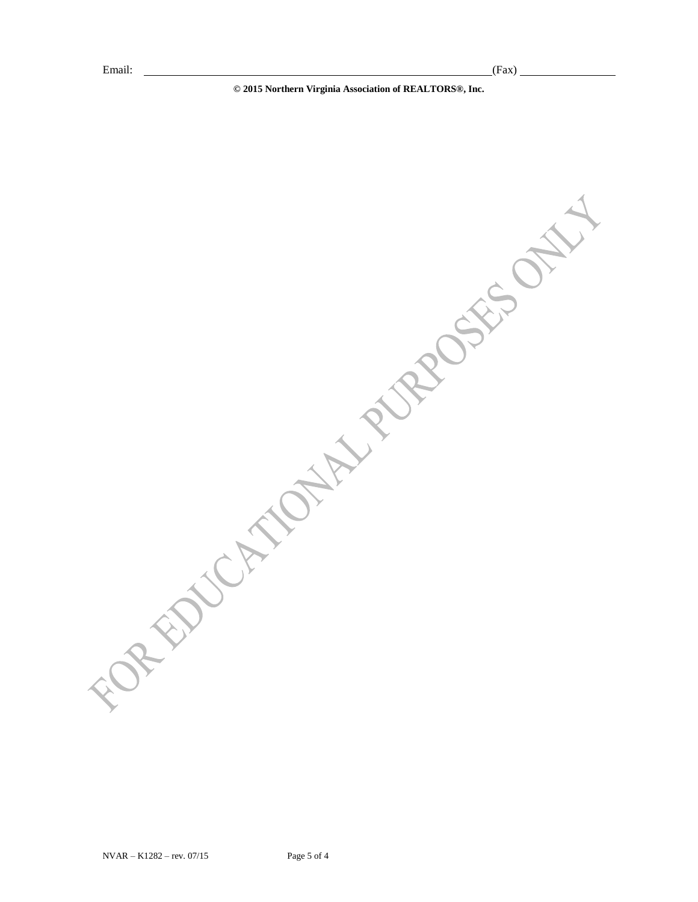Email: \_\_\_\_\_\_\_\_\_\_\_\_\_\_\_\_\_\_\_\_\_\_\_\_\_\_\_\_\_\_\_\_\_\_\_\_\_\_\_\_\_\_\_\_\_\_\_\_(Fax) \_\_\_\_\_\_\_\_\_\_\_\_\_\_\_\_

**© 2015 Northern Virginia Association of REALTORS®, Inc.**

FOR EDUCATIONAL PURPOSES ONLY